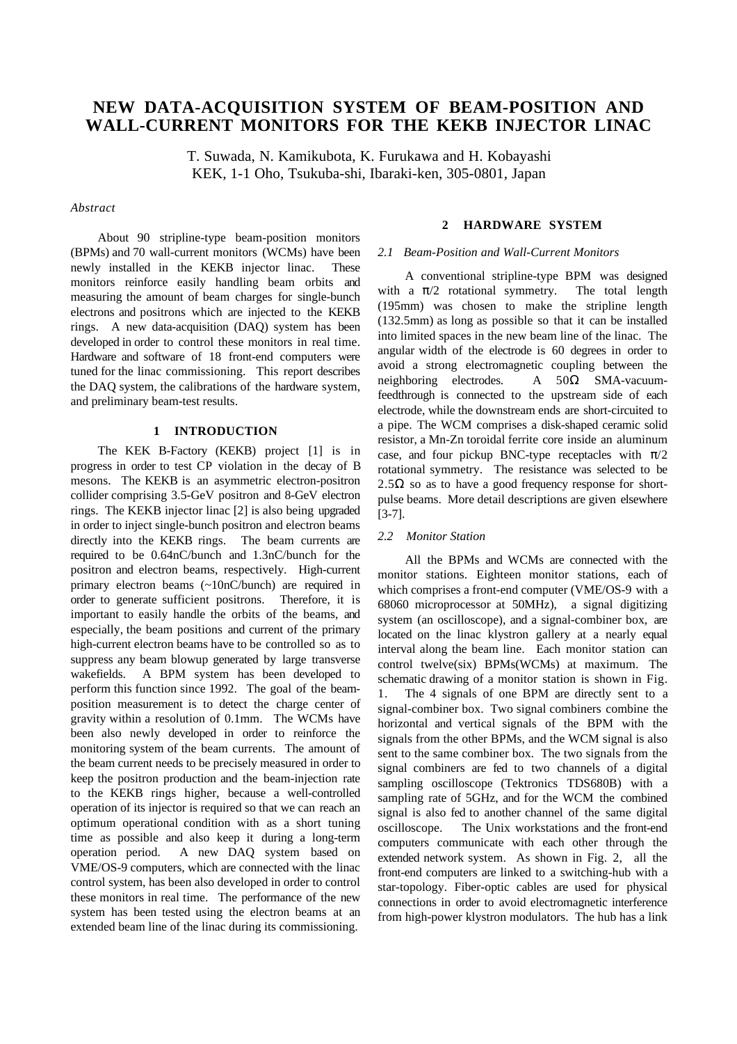# NEW DATA-ACQUISITION SYSTEM OF BEAM-POSITION AND WALL-CURRENT MONITORS FOR THE KEKB INJECTOR LINAC

T. Suwada, N. Kamikubota, K. Furukawa and H. Kobayashi
KEK, 1-1 Oho, Tsukuba-shi, Ibaraki-ken, 305-0801, Japan

*Abstract*

About 90 stripline-type beam-position monitors (BPMs) and 70 wall-current monitors (WCMs) have been newly installed in the KEKB injector linac. These monitors reinforce easily handling beam orbits and measuring the amount of beam charges for single-bunch electrons and positrons which are injected to the KEKB rings. A new data-acquisition (DAQ) system has been developed in order to control these monitors in real time. Hardware and software of 18 front-end computers were tuned for the linac commissioning. This report describes the DAQ system, the calibrations of the hardware system, and preliminary beam-test results.

## 1 INTRODUCTION

The KEK B-Factory (KEKB) project [1] is in progress in order to test CP violation in the decay of B mesons. The KEKB is an asymmetric electron-positron collider comprising 3.5-GeV positron and 8-GeV electron rings. The KEKB injector linac [2] is also being upgraded in order to inject single-bunch positron and electron beams directly into the KEKB rings. The beam currents are required to be 0.64nC/bunch and 1.3nC/bunch for the positron and electron beams, respectively. High-current primary electron beams (~10nC/bunch) are required in order to generate sufficient positrons. Therefore, it is important to easily handle the orbits of the beams, and especially, the beam positions and current of the primary high-current electron beams have to be controlled so as to suppress any beam blowup generated by large transverse wakefields. A BPM system has been developed to perform this function since 1992. The goal of the beam-position measurement is to detect the charge center of gravity within a resolution of 0.1mm. The WCMs have been also newly developed in order to reinforce the monitoring system of the beam currents. The amount of the beam current needs to be precisely measured in order to keep the positron production and the beam-injection rate to the KEKB rings higher, because a well-controlled operation of its injector is required so that we can reach an optimum operational condition with as a short tuning time as possible and also keep it during a long-term operation period. A new DAQ system based on VME/OS-9 computers, which are connected with the linac control system, has been also developed in order to control these monitors in real time. The performance of the new system has been tested using the electron beams at an extended beam line of the linac during its commissioning.

## 2 HARDWARE SYSTEM

### *2.1 Beam-Position and Wall-Current Monitors*

A conventional stripline-type BPM was designed with a $\pi/2$ rotational symmetry. The total length (195mm) was chosen to make the stripline length (132.5mm) as long as possible so that it can be installed into limited spaces in the new beam line of the linac. The angular width of the electrode is 60 degrees in order to avoid a strong electromagnetic coupling between the neighboring electrodes. A 50Ω SMA-vacuum-feedthrough is connected to the upstream side of each electrode, while the downstream ends are short-circuited to a pipe. The WCM comprises a disk-shaped ceramic solid resistor, a Mn-Zn toroidal ferrite core inside an aluminum case, and four pickup BNC-type receptacles with $\pi/2$ rotational symmetry. The resistance was selected to be 2.5Ω so as to have a good frequency response for short-pulse beams. More detail descriptions are given elsewhere [3-7].

### *2.2 Monitor Station*

All the BPMs and WCMs are connected with the monitor stations. Eighteen monitor stations, each of which comprises a front-end computer (VME/OS-9 with a 68060 microprocessor at 50MHz), a signal digitizing system (an oscilloscope), and a signal-combiner box, are located on the linac klystron gallery at a nearly equal interval along the beam line. Each monitor station can control twelve(six) BPMs(WCMs) at maximum. The schematic drawing of a monitor station is shown in Fig. 1. The 4 signals of one BPM are directly sent to a signal-combiner box. Two signal combiners combine the horizontal and vertical signals of the BPM with the signals from the other BPMs, and the WCM signal is also sent to the same combiner box. The two signals from the signal combiners are fed to two channels of a digital sampling oscilloscope (Tektronics TDS680B) with a sampling rate of 5GHz, and for the WCM the combined signal is also fed to another channel of the same digital oscilloscope. The Unix workstations and the front-end computers communicate with each other through the extended network system. As shown in Fig. 2, all the front-end computers are linked to a switching-hub with a star-topology. Fiber-optic cables are used for physical connections in order to avoid electromagnetic interference from high-power klystron modulators. The hub has a link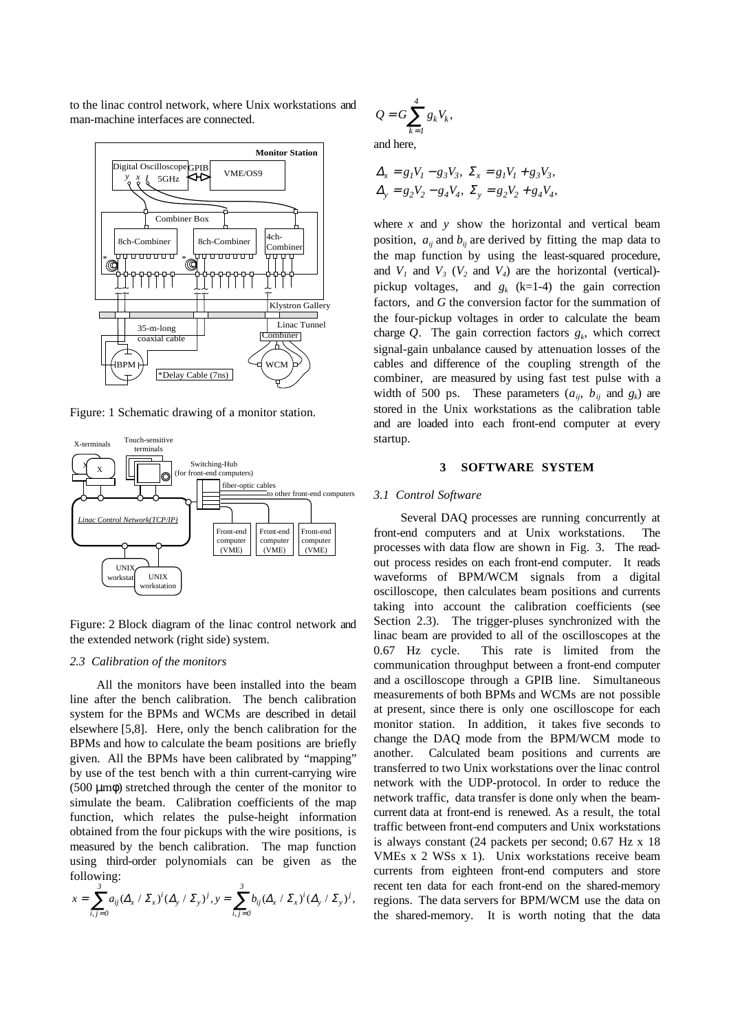to the linac control network, where Unix workstations and man-machine interfaces are connected.

Figure: 1 Schematic drawing of a monitor station.

Figure: 2 Block diagram of the linac control network and the extended network (right side) system.

### 2.3 Calibration of the monitors

All the monitors have been installed into the beam line after the bench calibration. The bench calibration system for the BPMs and WCMs are described in detail elsewhere [5,8]. Here, only the bench calibration for the BPMs and how to calculate the beam positions are briefly given. All the BPMs have been calibrated by "mapping" by use of the test bench with a thin current-carrying wire (500 μmφ) stretched through the center of the monitor to simulate the beam. Calibration coefficients of the map function, which relates the pulse-height information obtained from the four pickups with the wire positions, is measured by the bench calibration. The map function using third-order polynomials can be given as the following:

$$x = \sum_{i,j=0}^{3} a_{ij}(\Delta_x / \Sigma_x)^i (\Delta_y / \Sigma_y)^j, y = \sum_{i,j=0}^{3} b_{ij}(\Delta_x / \Sigma_x)^i (\Delta_y / \Sigma_y)^j,$$

$$Q = G\sum_{k=1}^{4} g_k V_k,$$

and here,

$$\Delta_x = g_1V_1 - g_3V_3,\ \Sigma_x = g_1V_1 + g_3V_3,$$
$$\Delta_y = g_2V_2 - g_4V_4,\ \Sigma_y = g_2V_2 + g_4V_4,$$

where $x$ and $y$ show the horizontal and vertical beam position, $a_{ij}$ and $b_{ij}$ are derived by fitting the map data to the map function by using the least-squared procedure, and $V_1$ and $V_3$ ($V_2$ and $V_4$) are the horizontal (vertical)-pickup voltages, and $g_k$ (k=1-4) the gain correction factors, and $G$ the conversion factor for the summation of the four-pickup voltages in order to calculate the beam charge $Q$. The gain correction factors $g_k$, which correct signal-gain unbalance caused by attenuation losses of the cables and difference of the coupling strength of the combiner, are measured by using fast test pulse with a width of 500 ps. These parameters ($a_{ij}$, $b_{ij}$ and $g_k$) are stored in the Unix workstations as the calibration table and are loaded into each front-end computer at every startup.

## 3 SOFTWARE SYSTEM

### 3.1 Control Software

Several DAQ processes are running concurrently at front-end computers and at Unix workstations. The processes with data flow are shown in Fig. 3. The read-out process resides on each front-end computer. It reads waveforms of BPM/WCM signals from a digital oscilloscope, then calculates beam positions and currents taking into account the calibration coefficients (see Section 2.3). The trigger-pluses synchronized with the linac beam are provided to all of the oscilloscopes at the 0.67 Hz cycle. This rate is limited from the communication throughput between a front-end computer and a oscilloscope through a GPIB line. Simultaneous measurements of both BPMs and WCMs are not possible at present, since there is only one oscilloscope for each monitor station. In addition, it takes five seconds to change the DAQ mode from the BPM/WCM mode to another. Calculated beam positions and currents are transferred to two Unix workstations over the linac control network with the UDP-protocol. In order to reduce the network traffic, data transfer is done only when the beam-current data at front-end is renewed. As a result, the total traffic between front-end computers and Unix workstations is always constant (24 packets per second; 0.67 Hz x 18 VMEs x 2 WSs x 1). Unix workstations receive beam currents from eighteen front-end computers and store recent ten data for each front-end on the shared-memory regions. The data servers for BPM/WCM use the data on the shared-memory. It is worth noting that the data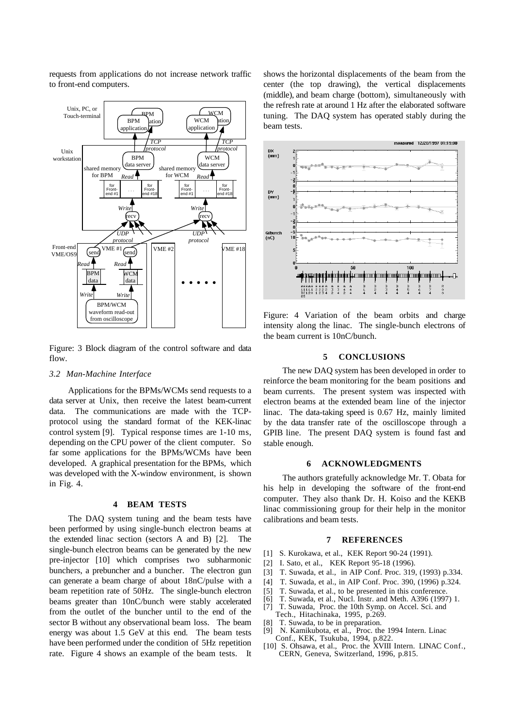requests from applications do not increase network traffic to front-end computers.

Unix, PC, or Touch-terminal

BPM application

WCM application

TCP protocol

TCP protocol

Unix workstation

BPM data server

WCM data server

shared memory for BPM

shared memory for WCM

Read

Read

for Front-end #1

. . .

for Front-end #18

for Front-end #1

. . .

for Front-end #18

Write

Write

recv

recv

UDP protocol

UDP protocol

Front-end VME/OS9

VME #1

VME #2

VME #18

send

send

Read

Read

BPM data

WCM data

Write

Write

BPM/WCM waveform read-out from oscilloscope

Figure: 3 Block diagram of the control software and data flow.

### 3.2 Man-Machine Interface

Applications for the BPMs/WCMs send requests to a data server at Unix, then receive the latest beam-current data. The communications are made with the TCP-protocol using the standard format of the KEK-linac control system [9]. Typical response times are 1-10 ms, depending on the CPU power of the client computer. So far some applications for the BPMs/WCMs have been developed. A graphical presentation for the BPMs, which was developed with the X-window environment, is shown in Fig. 4.

## 4 BEAM TESTS

The DAQ system tuning and the beam tests have been performed by using single-bunch electron beams at the extended linac section (sectors A and B) [2]. The single-bunch electron beams can be generated by the new pre-injector [10] which comprises two subharmonic bunchers, a prebuncher and a buncher. The electron gun can generate a beam charge of about 18nC/pulse with a beam repetition rate of 50Hz. The single-bunch electron beams greater than 10nC/bunch were stably accelerated from the outlet of the buncher until to the end of the sector B without any observational beam loss. The beam energy was about 1.5 GeV at this end. The beam tests have been performed under the condition of 5Hz repetition rate. Figure 4 shows an example of the beam tests. It shows the horizontal displacements of the beam from the center (the top drawing), the vertical displacements (middle), and beam charge (bottom), simultaneously with the refresh rate at around 1 Hz after the elaborated software tuning. The DAQ system has operated stably during the beam tests.

measured 12/20/1997 01:19:00

DX (mm)

DY (mm)

Q/bunch (nC)

0

50

100

Figure: 4 Variation of the beam orbits and charge intensity along the linac. The single-bunch electrons of the beam current is 10nC/bunch.

## 5 CONCLUSIONS

The new DAQ system has been developed in order to reinforce the beam monitoring for the beam positions and beam currents. The present system was inspected with electron beams at the extended beam line of the injector linac. The data-taking speed is 0.67 Hz, mainly limited by the data transfer rate of the oscilloscope through a GPIB line. The present DAQ system is found fast and stable enough.

## 6 ACKNOWLEDGMENTS

The authors gratefully acknowledge Mr. T. Obata for his help in developing the software of the front-end computer. They also thank Dr. H. Koiso and the KEKB linac commissioning group for their help in the monitor calibrations and beam tests.

## 7 REFERENCES

[1] S. Kurokawa, et al., KEK Report 90-24 (1991).
[2] I. Sato, et al., KEK Report 95-18 (1996).
[3] T. Suwada, et al., in AIP Conf. Proc. 319, (1993) p.334.
[4] T. Suwada, et al., in AIP Conf. Proc. 390, (1996) p.324.
[5] T. Suwada, et al., to be presented in this conference.
[6] T. Suwada, et al., Nucl. Instr. and Meth. A396 (1997) 1.
[7] T. Suwada, Proc. the 10th Symp. on Accel. Sci. and Tech., Hitachinaka, 1995, p.269.
[8] T. Suwada, to be in preparation.
[9] N. Kamikubota, et al., Proc. the 1994 Intern. Linac Conf., KEK, Tsukuba, 1994, p.822.
[10] S. Ohsawa, et al., Proc. the XVIII Intern. LINAC Conf., CERN, Geneva, Switzerland, 1996, p.815.